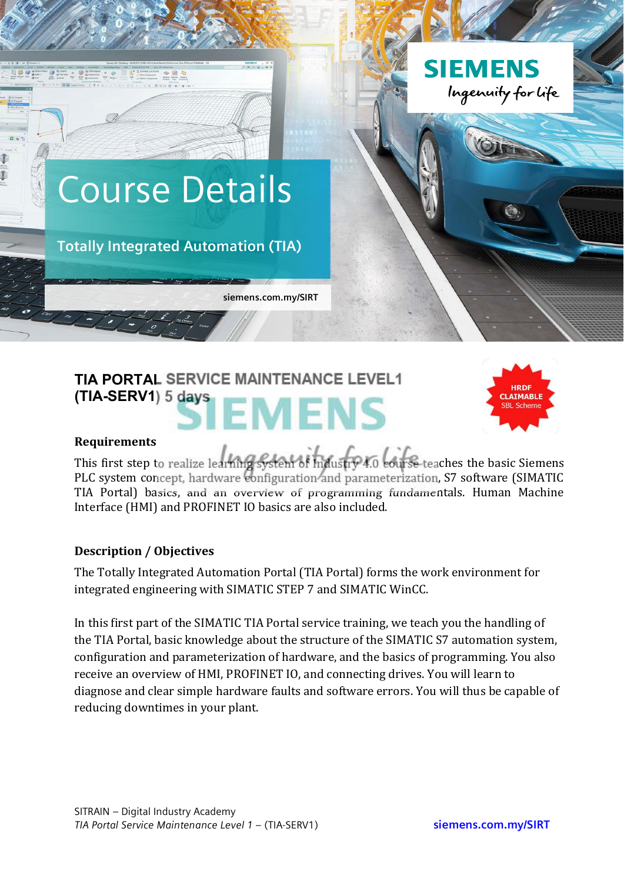SIEMENS
Ingenuity for life

# Course Details

## Totally Integrated Automation (TIA)

siemens.com.my/SIRT

## TIA PORTAL SERVICE MAINTENANCE LEVEL1 (TIA-SERV1) 5 days

HRDF CLAIMABLE
SBL Scheme

### Requirements

This first step to realize learning system of Industry 4.0 course teaches the basic Siemens PLC system concept, hardware configuration and parameterization, S7 software (SIMATIC TIA Portal) basics, and an overview of programming fundamentals. Human Machine Interface (HMI) and PROFINET IO basics are also included.

### Description / Objectives

The Totally Integrated Automation Portal (TIA Portal) forms the work environment for integrated engineering with SIMATIC STEP 7 and SIMATIC WinCC.

In this first part of the SIMATIC TIA Portal service training, we teach you the handling of the TIA Portal, basic knowledge about the structure of the SIMATIC S7 automation system, configuration and parameterization of hardware, and the basics of programming. You also receive an overview of HMI, PROFINET IO, and connecting drives. You will learn to diagnose and clear simple hardware faults and software errors. You will thus be capable of reducing downtimes in your plant.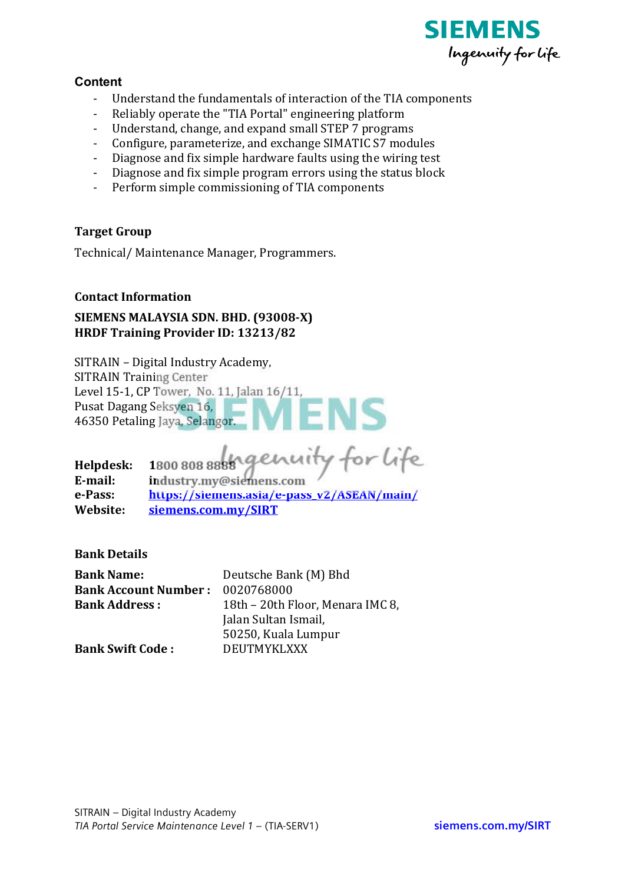### Content

- Understand the fundamentals of interaction of the TIA components
- Reliably operate the "TIA Portal" engineering platform
- Understand, change, and expand small STEP 7 programs
- Configure, parameterize, and exchange SIMATIC S7 modules
- Diagnose and fix simple hardware faults using the wiring test
- Diagnose and fix simple program errors using the status block
- Perform simple commissioning of TIA components

### Target Group

Technical/ Maintenance Manager, Programmers.

### Contact Information

**SIEMENS MALAYSIA SDN. BHD. (93008-X)**
**HRDF Training Provider ID: 13213/82**

SITRAIN – Digital Industry Academy,
SITRAIN Training Center
Level 15-1, CP Tower, No. 11, Jalan 16/11,
Pusat Dagang Seksyen 16,
46350 Petaling Jaya, Selangor.

**Helpdesk:** 1800 808 8888
**E-mail:** industry.my@siemens.com
**e-Pass:** https://siemens.asia/e-pass_v2/ASEAN/main/
**Website:** siemens.com.my/SIRT

### Bank Details

| | |
|---|---|
| **Bank Name:** | Deutsche Bank (M) Bhd |
| **Bank Account Number :** | 0020768000 |
| **Bank Address :** | 18th – 20th Floor, Menara IMC 8, Jalan Sultan Ismail, 50250, Kuala Lumpur |
| **Bank Swift Code :** | DEUTMYKLXXX |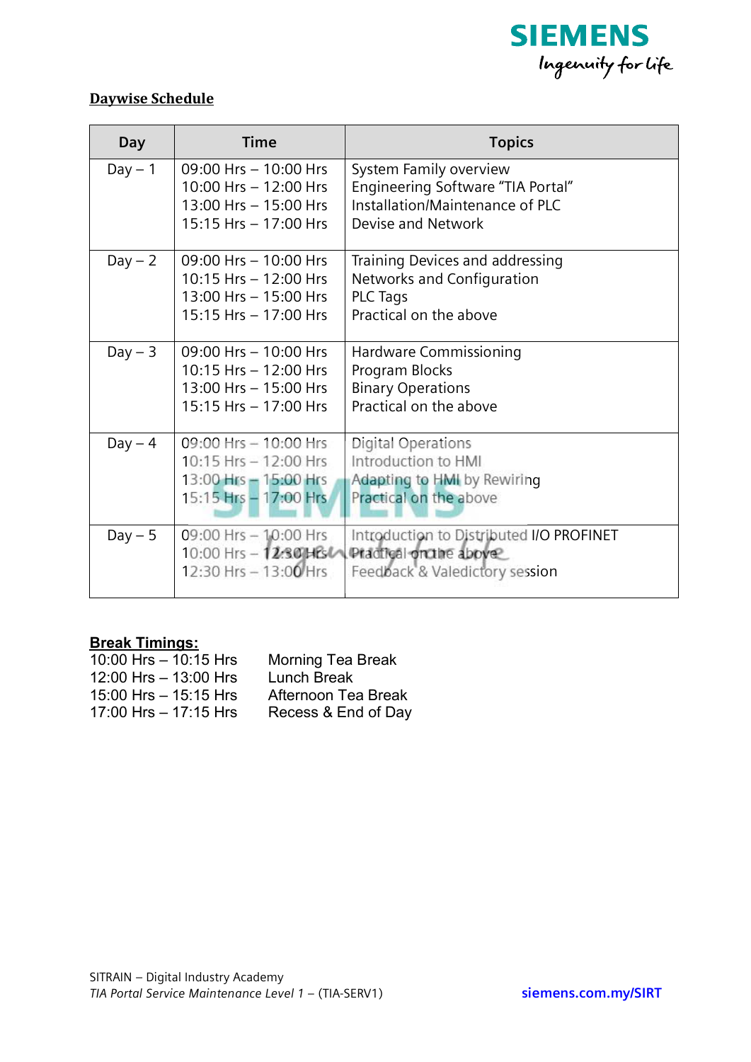## Daywise Schedule

| Day | Time | Topics |
|---|---|---|
| Day – 1 | 09:00 Hrs – 10:00 Hrs<br>10:00 Hrs – 12:00 Hrs<br>13:00 Hrs – 15:00 Hrs<br>15:15 Hrs – 17:00 Hrs | System Family overview<br>Engineering Software "TIA Portal"<br>Installation/Maintenance of PLC<br>Devise and Network |
| Day – 2 | 09:00 Hrs – 10:00 Hrs<br>10:15 Hrs – 12:00 Hrs<br>13:00 Hrs – 15:00 Hrs<br>15:15 Hrs – 17:00 Hrs | Training Devices and addressing<br>Networks and Configuration<br>PLC Tags<br>Practical on the above |
| Day – 3 | 09:00 Hrs – 10:00 Hrs<br>10:15 Hrs – 12:00 Hrs<br>13:00 Hrs – 15:00 Hrs<br>15:15 Hrs – 17:00 Hrs | Hardware Commissioning<br>Program Blocks<br>Binary Operations<br>Practical on the above |
| Day – 4 | 09:00 Hrs – 10:00 Hrs<br>10:15 Hrs – 12:00 Hrs<br>13:00 Hrs – 15:00 Hrs<br>15:15 Hrs – 17:00 Hrs | Digital Operations<br>Introduction to HMI<br>Adapting to HMI by Rewiring<br>Practical on the above |
| Day – 5 | 09:00 Hrs – 10:00 Hrs<br>10:00 Hrs – 12:30 Hrs<br>12:30 Hrs – 13:00 Hrs | Introduction to Distributed I/O PROFINET<br>Practical on the above<br>Feedback & Valedictory session |

**Break Timings:**

| | |
|---|---|
| 10:00 Hrs – 10:15 Hrs | Morning Tea Break |
| 12:00 Hrs – 13:00 Hrs | Lunch Break |
| 15:00 Hrs – 15:15 Hrs | Afternoon Tea Break |
| 17:00 Hrs – 17:15 Hrs | Recess & End of Day |